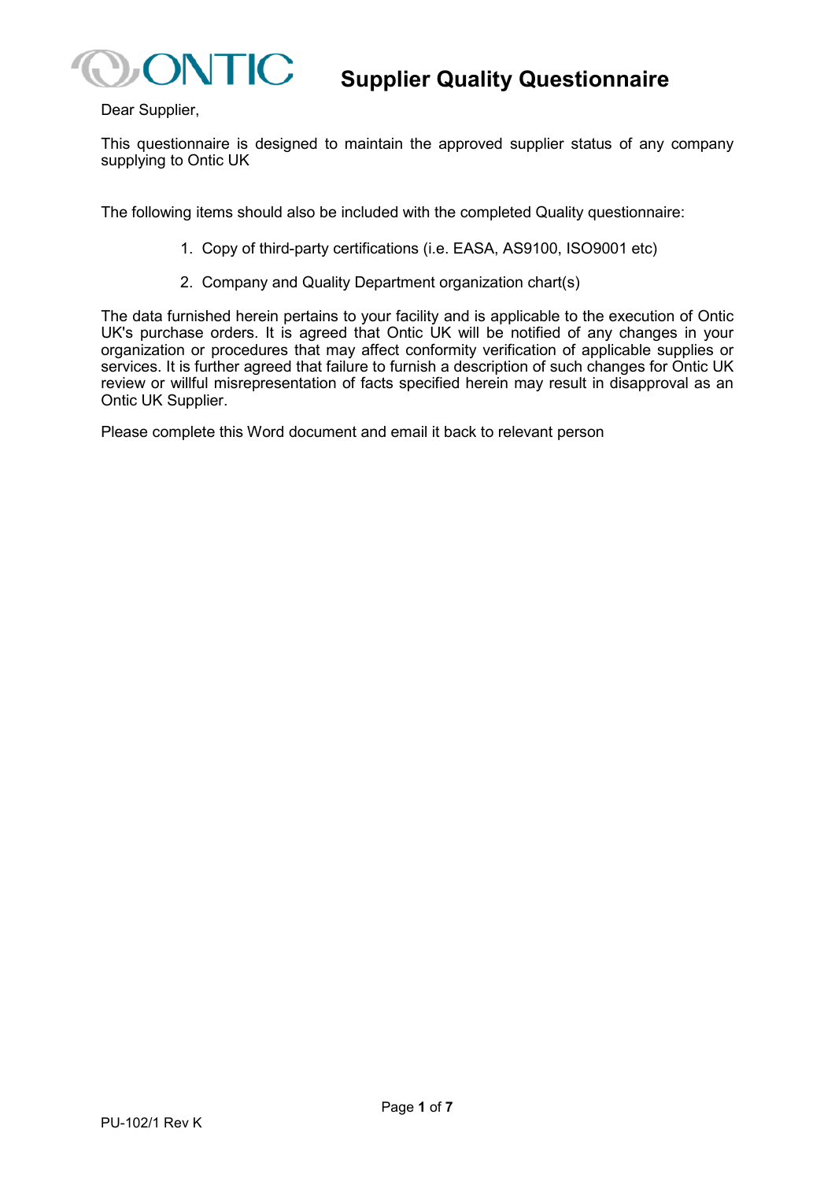# Supplier Quality Questionnaire

Dear Supplier,

This questionnaire is designed to maintain the approved supplier status of any company supplying to Ontic UK

The following items should also be included with the completed Quality questionnaire:

1. Copy of third-party certifications (i.e. EASA, AS9100, ISO9001 etc)
2. Company and Quality Department organization chart(s)

The data furnished herein pertains to your facility and is applicable to the execution of Ontic UK's purchase orders. It is agreed that Ontic UK will be notified of any changes in your organization or procedures that may affect conformity verification of applicable supplies or services. It is further agreed that failure to furnish a description of such changes for Ontic UK review or willful misrepresentation of facts specified herein may result in disapproval as an Ontic UK Supplier.

Please complete this Word document and email it back to relevant person

PU-102/1 Rev K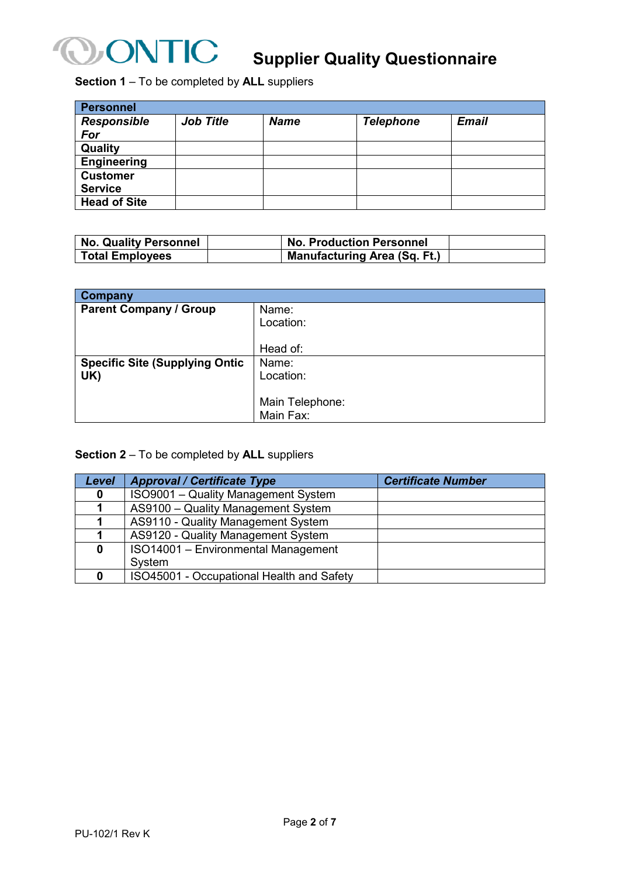# Supplier Quality Questionnaire

**Section 1** – To be completed by **ALL** suppliers

| **Personnel** | | | | |
|---|---|---|---|---|
| ***Responsible For*** | ***Job Title*** | ***Name*** | ***Telephone*** | ***Email*** |
| **Quality** | | | | |
| **Engineering** | | | | |
| **Customer Service** | | | | |
| **Head of Site** | | | | |

| **No. Quality Personnel** | | **No. Production Personnel** | |
|---|---|---|---|
| **Total Employees** | | **Manufacturing Area (Sq. Ft.)** | |

| **Company** | |
|---|---|
| **Parent Company / Group** | Name:<br>Location:<br><br>Head of: |
| **Specific Site (Supplying Ontic UK)** | Name:<br>Location:<br><br>Main Telephone:<br>Main Fax: |

**Section 2** – To be completed by **ALL** suppliers

| ***Level*** | ***Approval / Certificate Type*** | ***Certificate Number*** |
|---|---|---|
| **0** | ISO9001 – Quality Management System | |
| **1** | AS9100 – Quality Management System | |
| **1** | AS9110 - Quality Management System | |
| **1** | AS9120 - Quality Management System | |
| **0** | ISO14001 – Environmental Management System | |
| **0** | ISO45001 - Occupational Health and Safety | |

PU-102/1 Rev K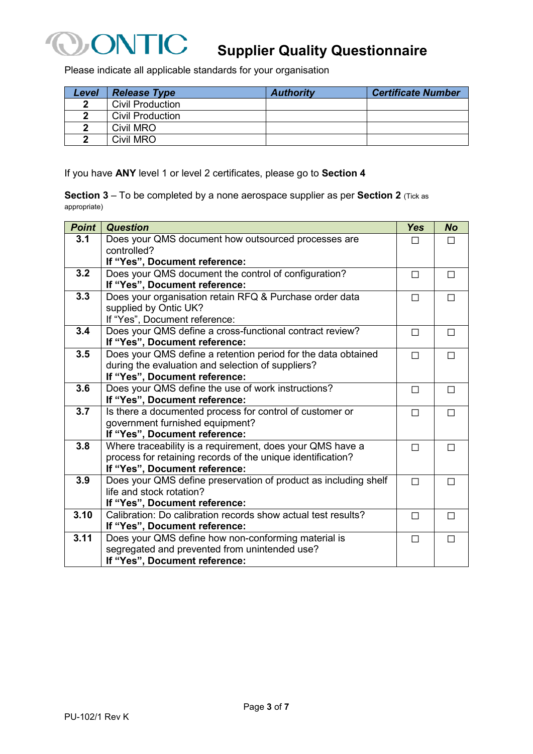# Supplier Quality Questionnaire

Please indicate all applicable standards for your organisation

| Level | Release Type | Authority | Certificate Number |
|---|---|---|---|
| 2 | Civil Production | | |
| 2 | Civil Production | | |
| 2 | Civil MRO | | |
| 2 | Civil MRO | | |

If you have **ANY** level 1 or level 2 certificates, please go to **Section 4**

**Section 3** – To be completed by a none aerospace supplier as per **Section 2** (Tick as appropriate)

| Point | Question | Yes | No |
|---|---|---|---|
| 3.1 | Does your QMS document how outsourced processes are controlled?<br>**If "Yes", Document reference:** | ☐ | ☐ |
| 3.2 | Does your QMS document the control of configuration?<br>**If "Yes", Document reference:** | ☐ | ☐ |
| 3.3 | Does your organisation retain RFQ & Purchase order data supplied by Ontic UK?<br>If "Yes", Document reference: | ☐ | ☐ |
| 3.4 | Does your QMS define a cross-functional contract review?<br>**If "Yes", Document reference:** | ☐ | ☐ |
| 3.5 | Does your QMS define a retention period for the data obtained during the evaluation and selection of suppliers?<br>**If "Yes", Document reference:** | ☐ | ☐ |
| 3.6 | Does your QMS define the use of work instructions?<br>**If "Yes", Document reference:** | ☐ | ☐ |
| 3.7 | Is there a documented process for control of customer or government furnished equipment?<br>**If "Yes", Document reference:** | ☐ | ☐ |
| 3.8 | Where traceability is a requirement, does your QMS have a process for retaining records of the unique identification?<br>**If "Yes", Document reference:** | ☐ | ☐ |
| 3.9 | Does your QMS define preservation of product as including shelf life and stock rotation?<br>**If "Yes", Document reference:** | ☐ | ☐ |
| 3.10 | Calibration: Do calibration records show actual test results?<br>**If "Yes", Document reference:** | ☐ | ☐ |
| 3.11 | Does your QMS define how non-conforming material is segregated and prevented from unintended use?<br>**If "Yes", Document reference:** | ☐ | ☐ |

PU-102/1 Rev K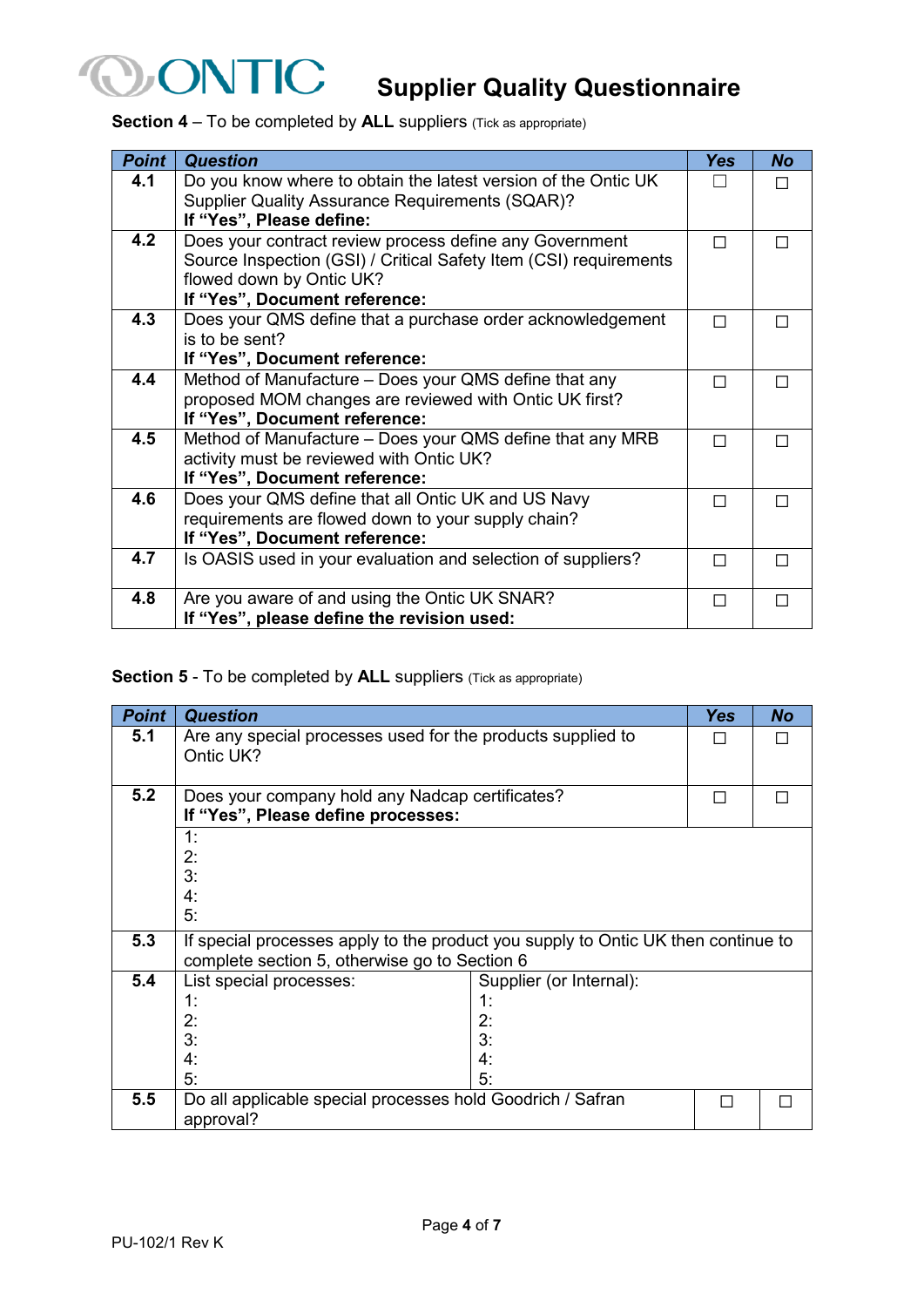# Supplier Quality Questionnaire

**Section 4** – To be completed by **ALL** suppliers (Tick as appropriate)

| Point | Question | Yes | No |
|---|---|---|---|
| **4.1** | Do you know where to obtain the latest version of the Ontic UK Supplier Quality Assurance Requirements (SQAR)?<br>**If "Yes", Please define:** | ☐ | ☐ |
| **4.2** | Does your contract review process define any Government Source Inspection (GSI) / Critical Safety Item (CSI) requirements flowed down by Ontic UK?<br>**If "Yes", Document reference:** | ☐ | ☐ |
| **4.3** | Does your QMS define that a purchase order acknowledgement is to be sent?<br>**If "Yes", Document reference:** | ☐ | ☐ |
| **4.4** | Method of Manufacture – Does your QMS define that any proposed MOM changes are reviewed with Ontic UK first?<br>**If "Yes", Document reference:** | ☐ | ☐ |
| **4.5** | Method of Manufacture – Does your QMS define that any MRB activity must be reviewed with Ontic UK?<br>**If "Yes", Document reference:** | ☐ | ☐ |
| **4.6** | Does your QMS define that all Ontic UK and US Navy requirements are flowed down to your supply chain?<br>**If "Yes", Document reference:** | ☐ | ☐ |
| **4.7** | Is OASIS used in your evaluation and selection of suppliers? | ☐ | ☐ |
| **4.8** | Are you aware of and using the Ontic UK SNAR?<br>**If "Yes", please define the revision used:** | ☐ | ☐ |

**Section 5** - To be completed by **ALL** suppliers (Tick as appropriate)

| Point | Question | | Yes | No |
|---|---|---|---|---|
| **5.1** | Are any special processes used for the products supplied to Ontic UK? | | ☐ | ☐ |
| **5.2** | Does your company hold any Nadcap certificates?<br>**If "Yes", Please define processes:** | | ☐ | ☐ |
| | 1:<br>2:<br>3:<br>4:<br>5: | | | |
| **5.3** | If special processes apply to the product you supply to Ontic UK then continue to complete section 5, otherwise go to Section 6 | | | |
| **5.4** | List special processes:<br>1:<br>2:<br>3:<br>4:<br>5: | Supplier (or Internal):<br>1:<br>2:<br>3:<br>4:<br>5: | | |
| **5.5** | Do all applicable special processes hold Goodrich / Safran approval? | | ☐ | ☐ |

PU-102/1 Rev K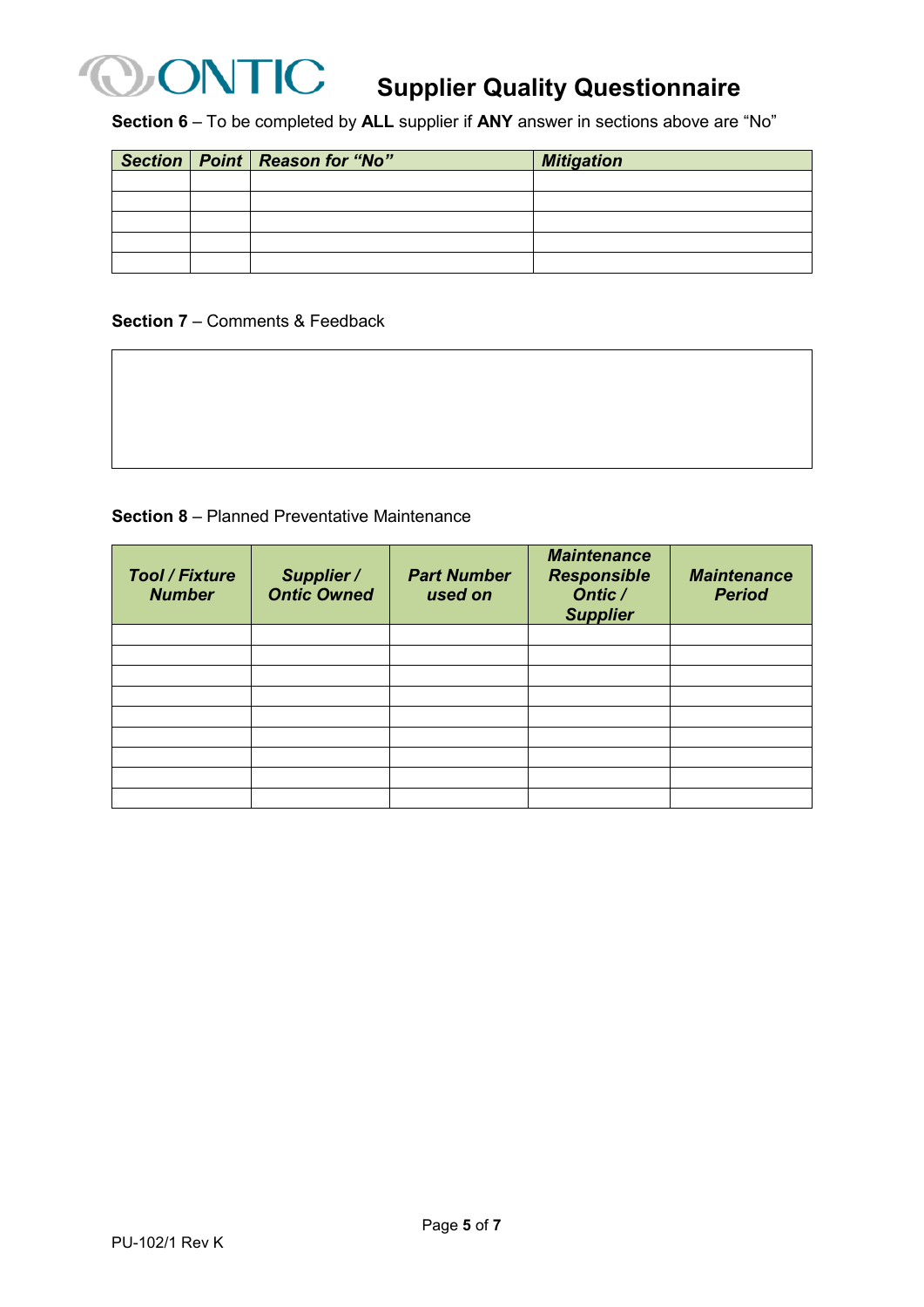# Supplier Quality Questionnaire

**Section 6** – To be completed by **ALL** supplier if **ANY** answer in sections above are "No"

| ***Section*** | ***Point*** | ***Reason for "No"*** | ***Mitigation*** |
|---|---|---|---|
| | | | |
| | | | |
| | | | |
| | | | |
| | | | |

**Section 7** – Comments & Feedback

| |
|---|
| |

**Section 8** – Planned Preventative Maintenance

| ***Tool / Fixture Number*** | ***Supplier / Ontic Owned*** | ***Part Number used on*** | ***Maintenance Responsible Ontic / Supplier*** | ***Maintenance Period*** |
|---|---|---|---|---|
| | | | | |
| | | | | |
| | | | | |
| | | | | |
| | | | | |
| | | | | |
| | | | | |
| | | | | |
| | | | | |

PU-102/1 Rev K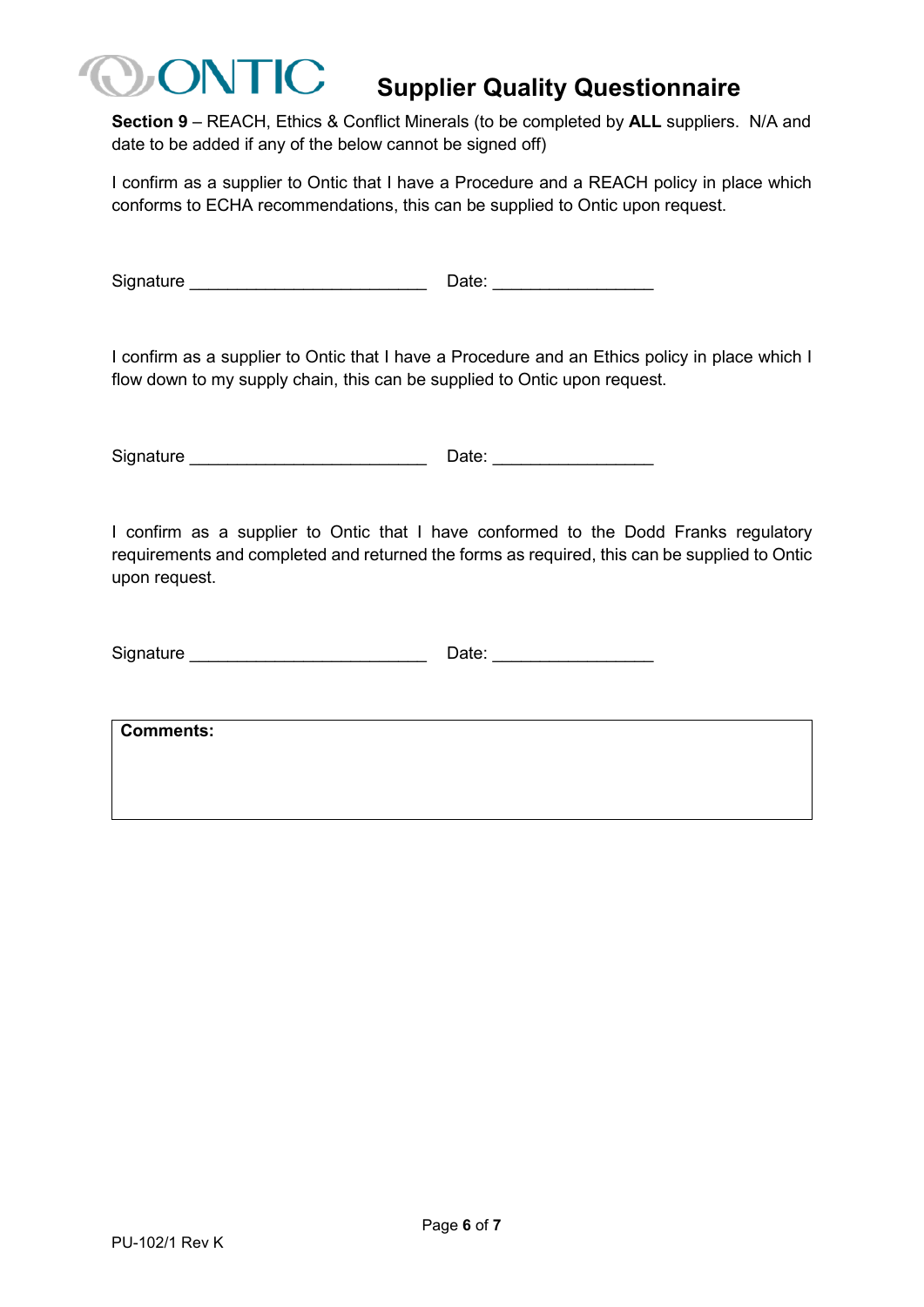# Supplier Quality Questionnaire

**Section 9** – REACH, Ethics & Conflict Minerals (to be completed by **ALL** suppliers. N/A and date to be added if any of the below cannot be signed off)

I confirm as a supplier to Ontic that I have a Procedure and a REACH policy in place which conforms to ECHA recommendations, this can be supplied to Ontic upon request.

Signature _________________________ Date: _________________

I confirm as a supplier to Ontic that I have a Procedure and an Ethics policy in place which I flow down to my supply chain, this can be supplied to Ontic upon request.

Signature _________________________ Date: _________________

I confirm as a supplier to Ontic that I have conformed to the Dodd Franks regulatory requirements and completed and returned the forms as required, this can be supplied to Ontic upon request.

Signature _________________________ Date: _________________

| **Comments:** |
| --- |
| |

PU-102/1 Rev K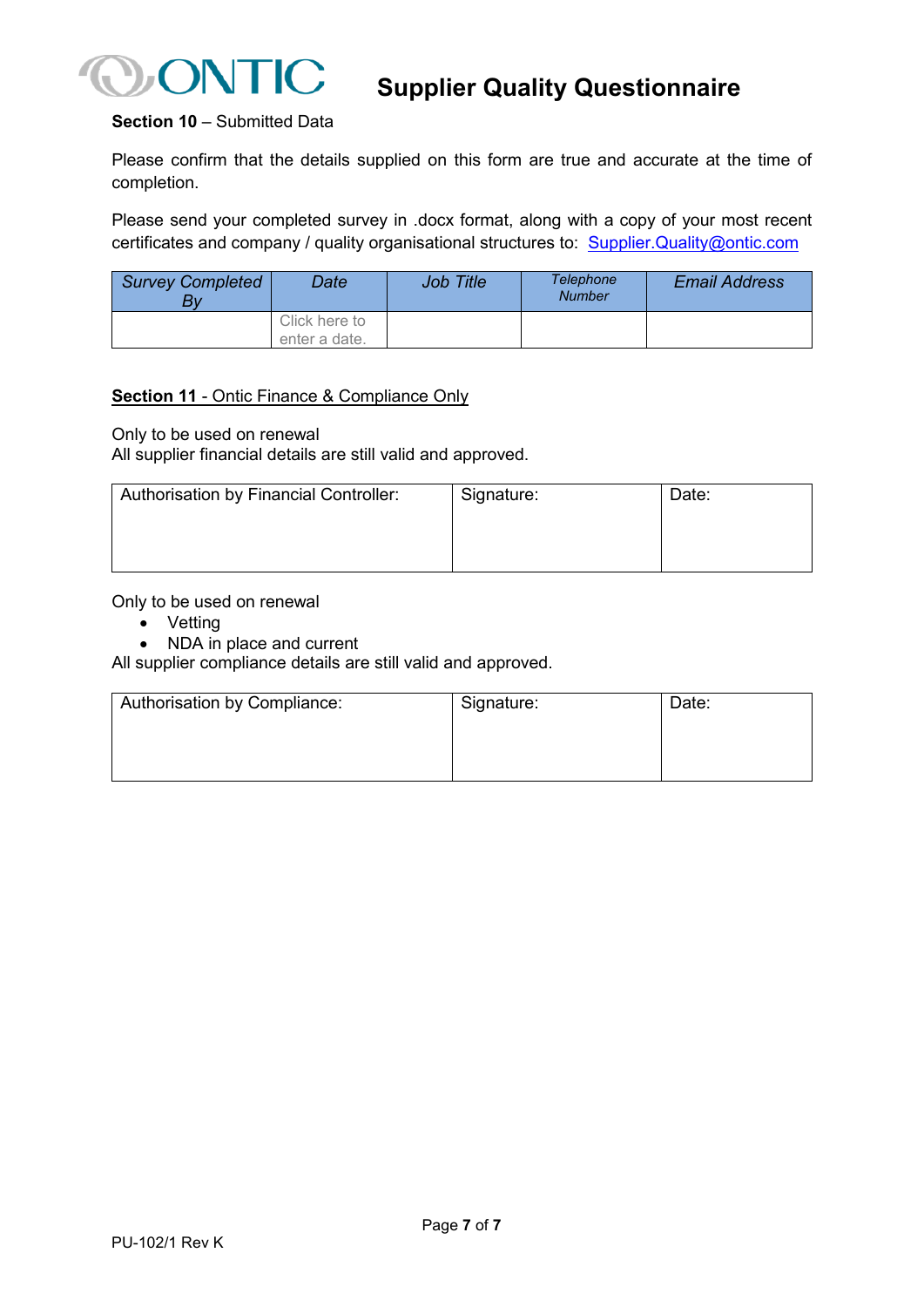**Section 10** – Submitted Data

Please confirm that the details supplied on this form are true and accurate at the time of completion.

Please send your completed survey in .docx format, along with a copy of your most recent certificates and company / quality organisational structures to: [Supplier.Quality@ontic.com](mailto:Supplier.Quality@ontic.com)

| *Survey Completed By* | *Date* | *Job Title* | *Telephone Number* | *Email Address* |
|---|---|---|---|---|
| | Click here to enter a date. | | | |

## **Section 11** - Ontic Finance & Compliance Only

Only to be used on renewal
All supplier financial details are still valid and approved.

| Authorisation by Financial Controller: | Signature: | Date: |
|---|---|---|
| | | |

Only to be used on renewal

- Vetting
- NDA in place and current

All supplier compliance details are still valid and approved.

| Authorisation by Compliance: | Signature: | Date: |
|---|---|---|
| | | |

PU-102/1 Rev K